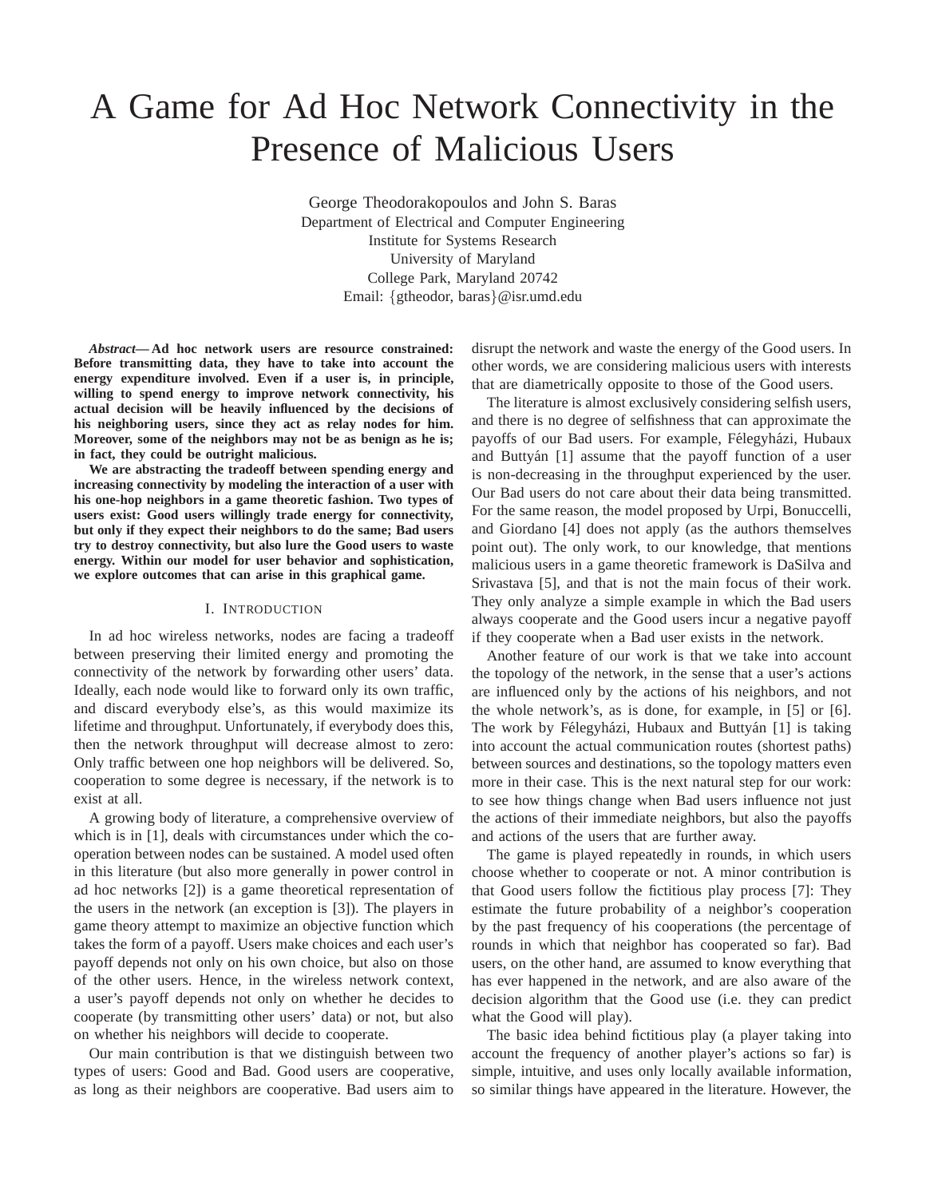# A Game for Ad Hoc Network Connectivity in the Presence of Malicious Users

George Theodorakopoulos and John S. Baras
Department of Electrical and Computer Engineering
Institute for Systems Research
University of Maryland
College Park, Maryland 20742
Email: {gtheodor, baras}@isr.umd.edu

***Abstract*— Ad hoc network users are resource constrained: Before transmitting data, they have to take into account the energy expenditure involved. Even if a user is, in principle, willing to spend energy to improve network connectivity, his actual decision will be heavily influenced by the decisions of his neighboring users, since they act as relay nodes for him. Moreover, some of the neighbors may not be as benign as he is; in fact, they could be outright malicious.**

**We are abstracting the tradeoff between spending energy and increasing connectivity by modeling the interaction of a user with his one-hop neighbors in a game theoretic fashion. Two types of users exist: Good users willingly trade energy for connectivity, but only if they expect their neighbors to do the same; Bad users try to destroy connectivity, but also lure the Good users to waste energy. Within our model for user behavior and sophistication, we explore outcomes that can arise in this graphical game.**

## I. Introduction

In ad hoc wireless networks, nodes are facing a tradeoff between preserving their limited energy and promoting the connectivity of the network by forwarding other users' data. Ideally, each node would like to forward only its own traffic, and discard everybody else's, as this would maximize its lifetime and throughput. Unfortunately, if everybody does this, then the network throughput will decrease almost to zero: Only traffic between one hop neighbors will be delivered. So, cooperation to some degree is necessary, if the network is to exist at all.

A growing body of literature, a comprehensive overview of which is in [1], deals with circumstances under which the cooperation between nodes can be sustained. A model used often in this literature (but also more generally in power control in ad hoc networks [2]) is a game theoretical representation of the users in the network (an exception is [3]). The players in game theory attempt to maximize an objective function which takes the form of a payoff. Users make choices and each user's payoff depends not only on his own choice, but also on those of the other users. Hence, in the wireless network context, a user's payoff depends not only on whether he decides to cooperate (by transmitting other users' data) or not, but also on whether his neighbors will decide to cooperate.

Our main contribution is that we distinguish between two types of users: Good and Bad. Good users are cooperative, as long as their neighbors are cooperative. Bad users aim to disrupt the network and waste the energy of the Good users. In other words, we are considering malicious users with interests that are diametrically opposite to those of the Good users.

The literature is almost exclusively considering selfish users, and there is no degree of selfishness that can approximate the payoffs of our Bad users. For example, Félegyházi, Hubaux and Buttyán [1] assume that the payoff function of a user is non-decreasing in the throughput experienced by the user. Our Bad users do not care about their data being transmitted. For the same reason, the model proposed by Urpi, Bonuccelli, and Giordano [4] does not apply (as the authors themselves point out). The only work, to our knowledge, that mentions malicious users in a game theoretic framework is DaSilva and Srivastava [5], and that is not the main focus of their work. They only analyze a simple example in which the Bad users always cooperate and the Good users incur a negative payoff if they cooperate when a Bad user exists in the network.

Another feature of our work is that we take into account the topology of the network, in the sense that a user's actions are influenced only by the actions of his neighbors, and not the whole network's, as is done, for example, in [5] or [6]. The work by Félegyházi, Hubaux and Buttyán [1] is taking into account the actual communication routes (shortest paths) between sources and destinations, so the topology matters even more in their case. This is the next natural step for our work: to see how things change when Bad users influence not just the actions of their immediate neighbors, but also the payoffs and actions of the users that are further away.

The game is played repeatedly in rounds, in which users choose whether to cooperate or not. A minor contribution is that Good users follow the fictitious play process [7]: They estimate the future probability of a neighbor's cooperation by the past frequency of his cooperations (the percentage of rounds in which that neighbor has cooperated so far). Bad users, on the other hand, are assumed to know everything that has ever happened in the network, and are also aware of the decision algorithm that the Good use (i.e. they can predict what the Good will play).

The basic idea behind fictitious play (a player taking into account the frequency of another player's actions so far) is simple, intuitive, and uses only locally available information, so similar things have appeared in the literature. However, the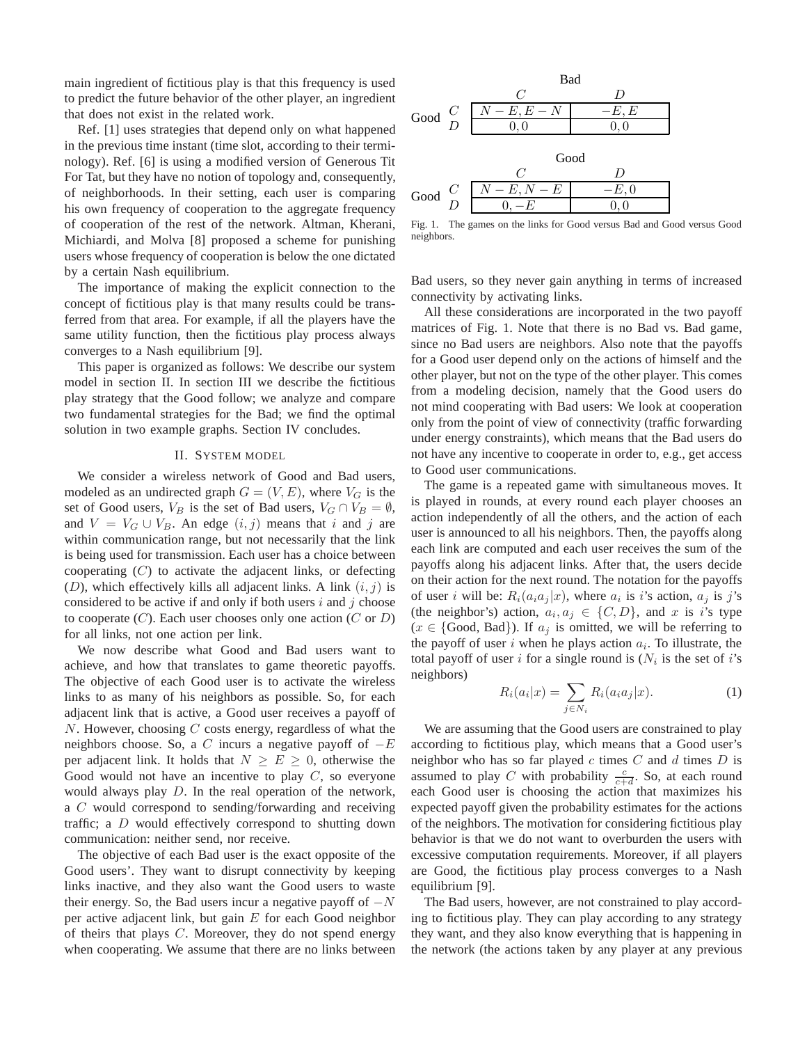main ingredient of fictitious play is that this frequency is used to predict the future behavior of the other player, an ingredient that does not exist in the related work.

Ref. [1] uses strategies that depend only on what happened in the previous time instant (time slot, according to their terminology). Ref. [6] is using a modified version of Generous Tit For Tat, but they have no notion of topology and, consequently, of neighborhoods. In their setting, each user is comparing his own frequency of cooperation to the aggregate frequency of cooperation of the rest of the network. Altman, Kherani, Michiardi, and Molva [8] proposed a scheme for punishing users whose frequency of cooperation is below the one dictated by a certain Nash equilibrium.

The importance of making the explicit connection to the concept of fictitious play is that many results could be transferred from that area. For example, if all the players have the same utility function, then the fictitious play process always converges to a Nash equilibrium [9].

This paper is organized as follows: We describe our system model in section II. In section III we describe the fictitious play strategy that the Good follow; we analyze and compare two fundamental strategies for the Bad; we find the optimal solution in two example graphs. Section IV concludes.

## II. System model

We consider a wireless network of Good and Bad users, modeled as an undirected graph $G = (V, E)$, where $V_G$ is the set of Good users, $V_B$ is the set of Bad users, $V_G \cap V_B = \emptyset$, and $V = V_G \cup V_B$. An edge $(i, j)$ means that $i$ and $j$ are within communication range, but not necessarily that the link is being used for transmission. Each user has a choice between cooperating ($C$) to activate the adjacent links, or defecting ($D$), which effectively kills all adjacent links. A link $(i, j)$ is considered to be active if and only if both users $i$ and $j$ choose to cooperate ($C$). Each user chooses only one action ($C$ or $D$) for all links, not one action per link.

We now describe what Good and Bad users want to achieve, and how that translates to game theoretic payoffs. The objective of each Good user is to activate the wireless links to as many of his neighbors as possible. So, for each adjacent link that is active, a Good user receives a payoff of $N$. However, choosing $C$ costs energy, regardless of what the neighbors choose. So, a $C$ incurs a negative payoff of $-E$ per adjacent link. It holds that $N \geq E \geq 0$, otherwise the Good would not have an incentive to play $C$, so everyone would always play $D$. In the real operation of the network, a $C$ would correspond to sending/forwarding and receiving traffic; a $D$ would effectively correspond to shutting down communication: neither send, nor receive.

The objective of each Bad user is the exact opposite of the Good users'. They want to disrupt connectivity by keeping links inactive, and they also want the Good users to waste their energy. So, the Bad users incur a negative payoff of $-N$ per active adjacent link, but gain $E$ for each Good neighbor of theirs that plays $C$. Moreover, they do not spend energy when cooperating. We assume that there are no links between

| | | Bad | |
|---|---|---|---|
| | | $C$ | $D$ |
| Good | $C$ | $N-E, E-N$ | $-E, E$ |
| | $D$ | $0, 0$ | $0, 0$ |

| | | Good | |
|---|---|---|---|
| | | $C$ | $D$ |
| Good | $C$ | $N-E, N-E$ | $-E, 0$ |
| | $D$ | $0, -E$ | $0, 0$ |

Fig. 1. The games on the links for Good versus Bad and Good versus Good neighbors.

Bad users, so they never gain anything in terms of increased connectivity by activating links.

All these considerations are incorporated in the two payoff matrices of Fig. 1. Note that there is no Bad vs. Bad game, since no Bad users are neighbors. Also note that the payoffs for a Good user depend only on the actions of himself and the other player, but not on the type of the other player. This comes from a modeling decision, namely that the Good users do not mind cooperating with Bad users: We look at cooperation only from the point of view of connectivity (traffic forwarding under energy constraints), which means that the Bad users do not have any incentive to cooperate in order to, e.g., get access to Good user communications.

The game is a repeated game with simultaneous moves. It is played in rounds, at every round each player chooses an action independently of all the others, and the action of each user is announced to all his neighbors. Then, the payoffs along each link are computed and each user receives the sum of the payoffs along his adjacent links. After that, the users decide on their action for the next round. The notation for the payoffs of user $i$ will be: $R_i(a_i a_j|x)$, where $a_i$ is $i$'s action, $a_j$ is $j$'s (the neighbor's) action, $a_i, a_j \in \{C, D\}$, and $x$ is $i$'s type ($x \in \{\text{Good, Bad}\}$). If $a_j$ is omitted, we will be referring to the payoff of user $i$ when he plays action $a_i$. To illustrate, the total payoff of user $i$ for a single round is ($N_i$ is the set of $i$'s neighbors)

$$R_i(a_i|x) = \sum_{j \in N_i} R_i(a_i a_j|x). \tag{1}$$

We are assuming that the Good users are constrained to play according to fictitious play, which means that a Good user's neighbor who has so far played $c$ times $C$ and $d$ times $D$ is assumed to play $C$ with probability $\frac{c}{c+d}$. So, at each round each Good user is choosing the action that maximizes his expected payoff given the probability estimates for the actions of the neighbors. The motivation for considering fictitious play behavior is that we do not want to overburden the users with excessive computation requirements. Moreover, if all players are Good, the fictitious play process converges to a Nash equilibrium [9].

The Bad users, however, are not constrained to play according to fictitious play. They can play according to any strategy they want, and they also know everything that is happening in the network (the actions taken by any player at any previous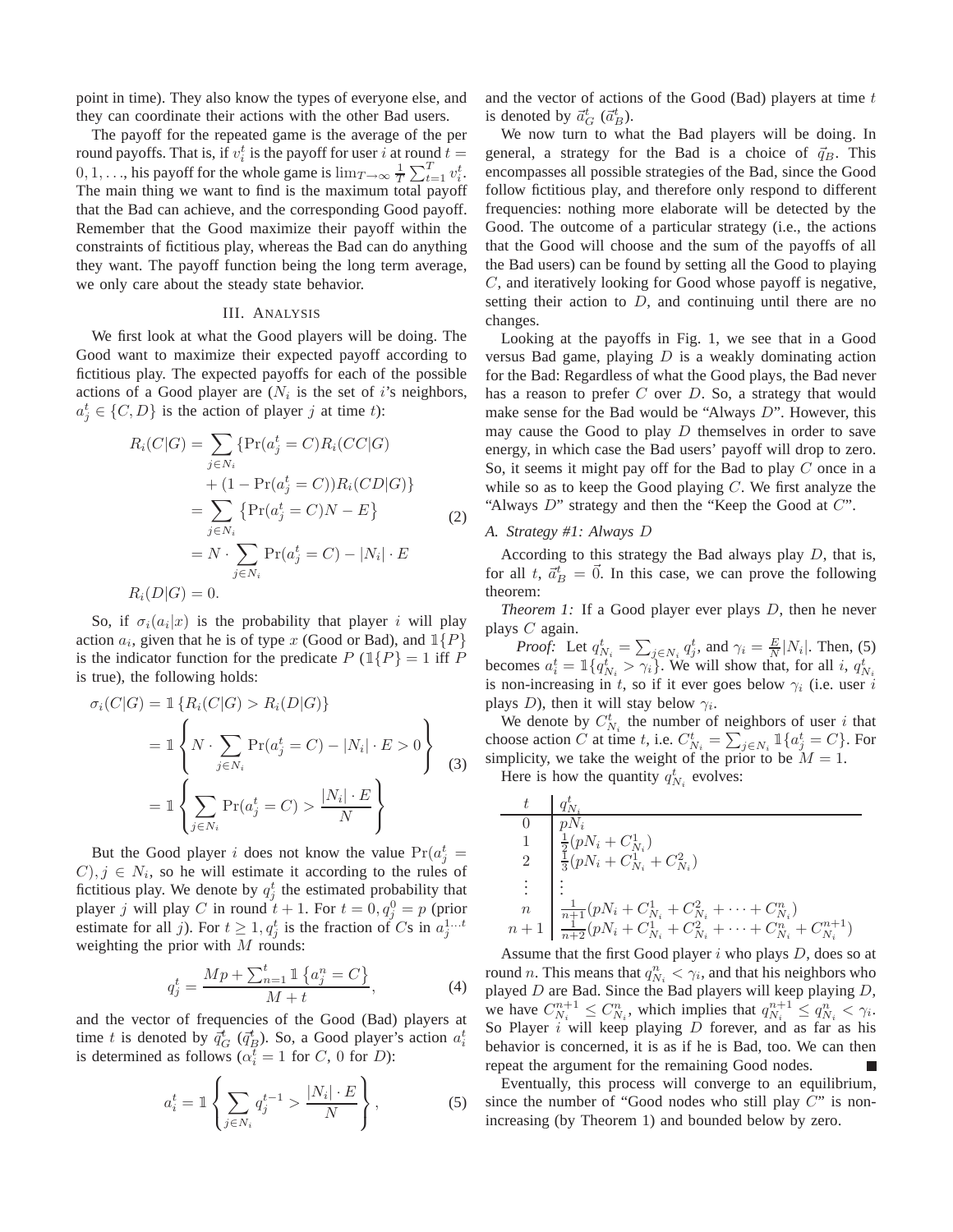point in time). They also know the types of everyone else, and they can coordinate their actions with the other Bad users.

The payoff for the repeated game is the average of the per round payoffs. That is, if $v_i^t$ is the payoff for user $i$ at round $t = 0, 1, \ldots$, his payoff for the whole game is $\lim_{T\to\infty} \frac{1}{T}\sum_{t=1}^{T} v_i^t$. The main thing we want to find is the maximum total payoff that the Bad can achieve, and the corresponding Good payoff. Remember that the Good maximize their payoff within the constraints of fictitious play, whereas the Bad can do anything they want. The payoff function being the long term average, we only care about the steady state behavior.

## III. Analysis

We first look at what the Good players will be doing. The Good want to maximize their expected payoff according to fictitious play. The expected payoffs for each of the possible actions of a Good player are ($N_i$ is the set of $i$'s neighbors, $a_j^t \in \{C, D\}$ is the action of player $j$ at time $t$):

$$
\begin{aligned}
R_i(C|G) &= \sum_{j\in N_i} \{\Pr(a_j^t = C) R_i(CC|G) \\
&\quad + (1 - \Pr(a_j^t = C)) R_i(CD|G)\} \\
&= \sum_{j\in N_i} \{\Pr(a_j^t = C)N - E\} \\
&= N \cdot \sum_{j\in N_i} \Pr(a_j^t = C) - |N_i| \cdot E \\
R_i(D|G) &= 0.
\end{aligned}
\tag{2}
$$

So, if $\sigma_i(a_i|x)$ is the probability that player $i$ will play action $a_i$, given that he is of type $x$ (Good or Bad), and $\mathbb{1}\{P\}$ is the indicator function for the predicate $P$ ($\mathbb{1}\{P\} = 1$ iff $P$ is true), the following holds:

$$
\begin{aligned}
\sigma_i(C|G) &= \mathbb{1}\{R_i(C|G) > R_i(D|G)\} \\
&= \mathbb{1}\left\{ N \cdot \sum_{j\in N_i} \Pr(a_j^t = C) - |N_i| \cdot E > 0 \right\} \\
&= \mathbb{1}\left\{ \sum_{j\in N_i} \Pr(a_j^t = C) > \frac{|N_i| \cdot E}{N} \right\}
\end{aligned}
\tag{3}
$$

But the Good player $i$ does not know the value $\Pr(a_j^t = C), j \in N_i$, so he will estimate it according to the rules of fictitious play. We denote by $q_j^t$ the estimated probability that player $j$ will play $C$ in round $t+1$. For $t = 0, q_j^0 = p$ (prior estimate for all $j$). For $t \geq 1, q_j^t$ is the fraction of $C$s in $a_j^{1\ldots t}$ weighting the prior with $M$ rounds:

$$
q_j^t = \frac{Mp + \sum_{n=1}^{t} \mathbb{1}\{a_j^n = C\}}{M + t},
\tag{4}
$$

and the vector of frequencies of the Good (Bad) players at time $t$ is denoted by $\vec{q}_G^{\,t}$ ($\vec{q}_B^{\,t}$). So, a Good player's action $a_i^t$ is determined as follows ($\alpha_i^t = 1$ for $C$, 0 for $D$):

$$
a_i^t = \mathbb{1}\left\{ \sum_{j\in N_i} q_j^{t-1} > \frac{|N_i| \cdot E}{N} \right\},
\tag{5}
$$

and the vector of actions of the Good (Bad) players at time $t$ is denoted by $\vec{a}_G^{\,t}$ ($\vec{a}_B^{\,t}$).

We now turn to what the Bad players will be doing. In general, a strategy for the Bad is a choice of $\vec{q}_B$. This encompasses all possible strategies of the Bad, since the Good follow fictitious play, and therefore only respond to different frequencies: nothing more elaborate will be detected by the Good. The outcome of a particular strategy (i.e., the actions that the Good will choose and the sum of the payoffs of all the Bad users) can be found by setting all the Good to playing $C$, and iteratively looking for Good whose payoff is negative, setting their action to $D$, and continuing until there are no changes.

Looking at the payoffs in Fig. 1, we see that in a Good versus Bad game, playing $D$ is a weakly dominating action for the Bad: Regardless of what the Good plays, the Bad never has a reason to prefer $C$ over $D$. So, a strategy that would make sense for the Bad would be "Always $D$". However, this may cause the Good to play $D$ themselves in order to save energy, in which case the Bad users' payoff will drop to zero. So, it seems it might pay off for the Bad to play $C$ once in a while so as to keep the Good playing $C$. We first analyze the "Always $D$" strategy and then the "Keep the Good at $C$".

### A. Strategy #1: Always $D$

According to this strategy the Bad always play $D$, that is, for all $t$, $\vec{a}_B^{\,t} = \vec{0}$. In this case, we can prove the following theorem:

*Theorem 1:* If a Good player ever plays $D$, then he never plays $C$ again.

*Proof:* Let $q_{N_i}^t = \sum_{j\in N_i} q_j^t$, and $\gamma_i = \frac{E}{N}|N_i|$. Then, (5) becomes $a_i^t = \mathbb{1}\{q_{N_i}^t > \gamma_i\}$. We will show that, for all $i$, $q_{N_i}^t$ is non-increasing in $t$, so if it ever goes below $\gamma_i$ (i.e. user $i$ plays $D$), then it will stay below $\gamma_i$.

We denote by $C_{N_i}^t$ the number of neighbors of user $i$ that choose action $C$ at time $t$, i.e. $C_{N_i}^t = \sum_{j\in N_i} \mathbb{1}\{a_j^t = C\}$. For simplicity, we take the weight of the prior to be $M = 1$.

Here is how the quantity $q_{N_i}^t$ evolves:

| $t$ | $q_{N_i}^t$ |
|---|---|
| 0 | $pN_i$ |
| 1 | $\frac{1}{2}(pN_i + C_{N_i}^1)$ |
| 2 | $\frac{1}{3}(pN_i + C_{N_i}^1 + C_{N_i}^2)$ |
| $\vdots$ | $\vdots$ |
| $n$ | $\frac{1}{n+1}(pN_i + C_{N_i}^1 + C_{N_i}^2 + \cdots + C_{N_i}^n)$ |
| $n+1$ | $\frac{1}{n+2}(pN_i + C_{N_i}^1 + C_{N_i}^2 + \cdots + C_{N_i}^n + C_{N_i}^{n+1})$ |

Assume that the first Good player $i$ who plays $D$, does so at round $n$. This means that $q_{N_i}^n < \gamma_i$, and that his neighbors who played $D$ are Bad. Since the Bad players will keep playing $D$, we have $C_{N_i}^{n+1} \leq C_{N_i}^n$, which implies that $q_{N_i}^{n+1} \leq q_{N_i}^n < \gamma_i$. So Player $i$ will keep playing $D$ forever, and as far as his behavior is concerned, it is as if he is Bad, too. We can then repeat the argument for the remaining Good nodes. ■

Eventually, this process will converge to an equilibrium, since the number of "Good nodes who still play $C$" is non-increasing (by Theorem 1) and bounded below by zero.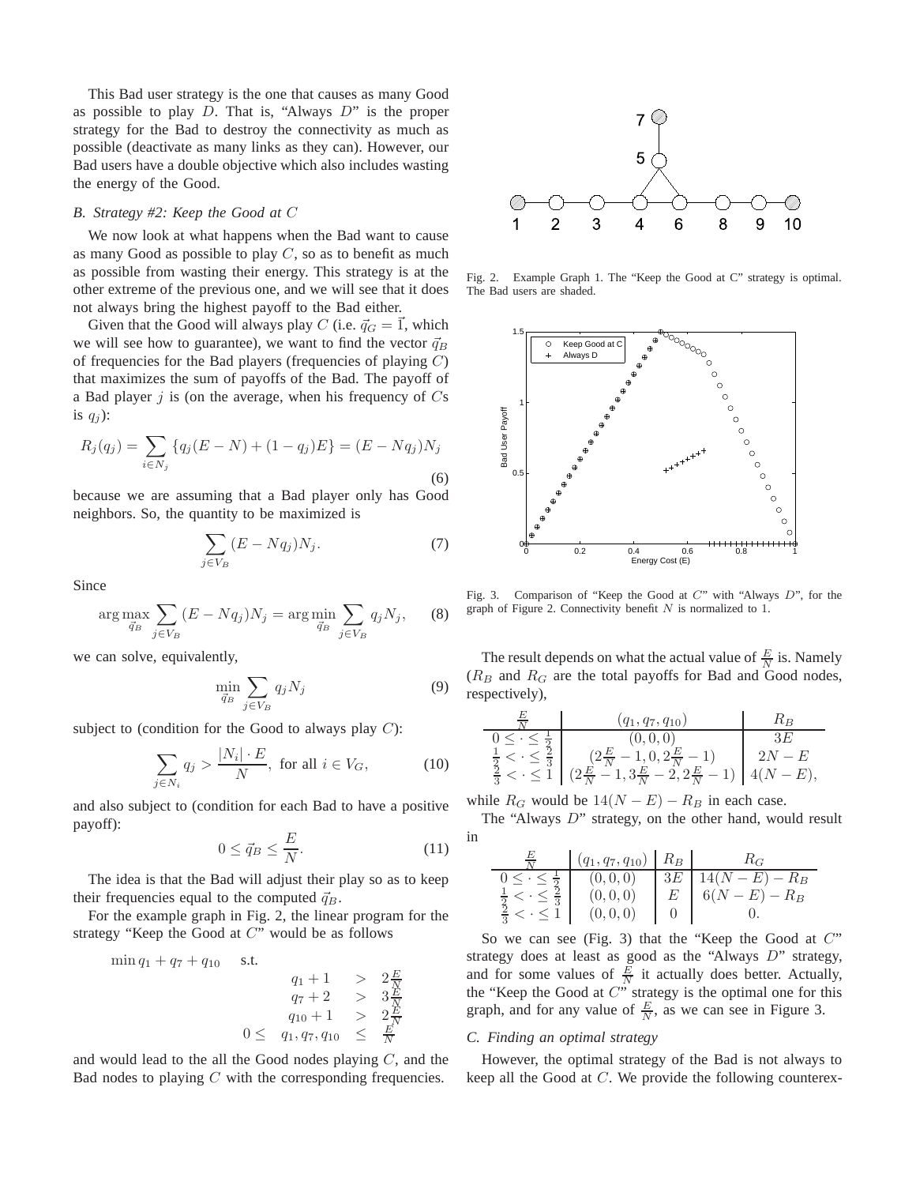This Bad user strategy is the one that causes as many Good as possible to play $D$. That is, "Always $D$" is the proper strategy for the Bad to destroy the connectivity as much as possible (deactivate as many links as they can). However, our Bad users have a double objective which also includes wasting the energy of the Good.

### B. Strategy #2: Keep the Good at $C$

We now look at what happens when the Bad want to cause as many Good as possible to play $C$, so as to benefit as much as possible from wasting their energy. This strategy is at the other extreme of the previous one, and we will see that it does not always bring the highest payoff to the Bad either.

Given that the Good will always play $C$ (i.e. $\vec{q}_G = \vec{1}$, which we will see how to guarantee), we want to find the vector $\vec{q}_B$ of frequencies for the Bad players (frequencies of playing $C$) that maximizes the sum of payoffs of the Bad. The payoff of a Bad player $j$ is (on the average, when his frequency of $C$s is $q_j$):

$$R_j(q_j) = \sum_{i \in N_j} \{q_j(E-N) + (1-q_j)E\} = (E - Nq_j)N_j \tag{6}$$

because we are assuming that a Bad player only has Good neighbors. So, the quantity to be maximized is

$$\sum_{j \in V_B} (E - Nq_j)N_j. \tag{7}$$

Since

$$\arg\max_{\vec{q}_B} \sum_{j \in V_B} (E - Nq_j)N_j = \arg\min_{\vec{q}_B} \sum_{j \in V_B} q_j N_j, \tag{8}$$

we can solve, equivalently,

$$\min_{\vec{q}_B} \sum_{j \in V_B} q_j N_j \tag{9}$$

subject to (condition for the Good to always play $C$):

$$\sum_{j \in N_i} q_j > \frac{|N_i| \cdot E}{N}, \text{ for all } i \in V_G, \tag{10}$$

and also subject to (condition for each Bad to have a positive payoff):

$$0 \leq \vec{q}_B \leq \frac{E}{N}. \tag{11}$$

The idea is that the Bad will adjust their play so as to keep their frequencies equal to the computed $\vec{q}_B$.

For the example graph in Fig. 2, the linear program for the strategy "Keep the Good at $C$" would be as follows

$$\min q_1 + q_7 + q_{10} \quad \text{s.t.}$$
$$\begin{array}{rcl} q_1 + 1 & > & 2\frac{E}{N} \\ q_7 + 2 & > & 3\frac{E}{N} \\ q_{10} + 1 & > & 2\frac{E}{N} \\ 0 \leq \quad q_1, q_7, q_{10} & \leq & \frac{E}{N} \end{array}$$

and would lead to the all the Good nodes playing $C$, and the Bad nodes to playing $C$ with the corresponding frequencies.

Fig. 2. Example Graph 1. The "Keep the Good at C" strategy is optimal. The Bad users are shaded.

Fig. 3. Comparison of "Keep the Good at $C$" with "Always $D$", for the graph of Figure 2. Connectivity benefit $N$ is normalized to 1.

The result depends on what the actual value of $\frac{E}{N}$ is. Namely ($R_B$ and $R_G$ are the total payoffs for Bad and Good nodes, respectively),

| $\frac{E}{N}$ | $(q_1, q_7, q_{10})$ | $R_B$ |
|---|---|---|
| $0 \leq \cdot \leq \frac{1}{2}$ | $(0, 0, 0)$ | $3E$ |
| $\frac{1}{2} < \cdot \leq \frac{2}{3}$ | $(2\frac{E}{N} - 1, 0, 2\frac{E}{N} - 1)$ | $2N - E$ |
| $\frac{2}{3} < \cdot \leq 1$ | $(2\frac{E}{N} - 1, 3\frac{E}{N} - 2, 2\frac{E}{N} - 1)$ | $4(N - E),$ |

while $R_G$ would be $14(N - E) - R_B$ in each case.

The "Always $D$" strategy, on the other hand, would result in

| $\frac{E}{N}$ | $(q_1, q_7, q_{10})$ | $R_B$ | $R_G$ |
|---|---|---|---|
| $0 \leq \cdot \leq \frac{1}{2}$ | $(0, 0, 0)$ | $3E$ | $14(N - E) - R_B$ |
| $\frac{1}{2} < \cdot \leq \frac{2}{3}$ | $(0, 0, 0)$ | $E$ | $6(N - E) - R_B$ |
| $\frac{2}{3} < \cdot \leq 1$ | $(0, 0, 0)$ | $0$ | $0.$ |

So we can see (Fig. 3) that the "Keep the Good at $C$" strategy does at least as good as the "Always $D$" strategy, and for some values of $\frac{E}{N}$ it actually does better. Actually, the "Keep the Good at $C$" strategy is the optimal one for this graph, and for any value of $\frac{E}{N}$, as we can see in Figure 3.

### C. Finding an optimal strategy

However, the optimal strategy of the Bad is not always to keep all the Good at $C$. We provide the following counterex-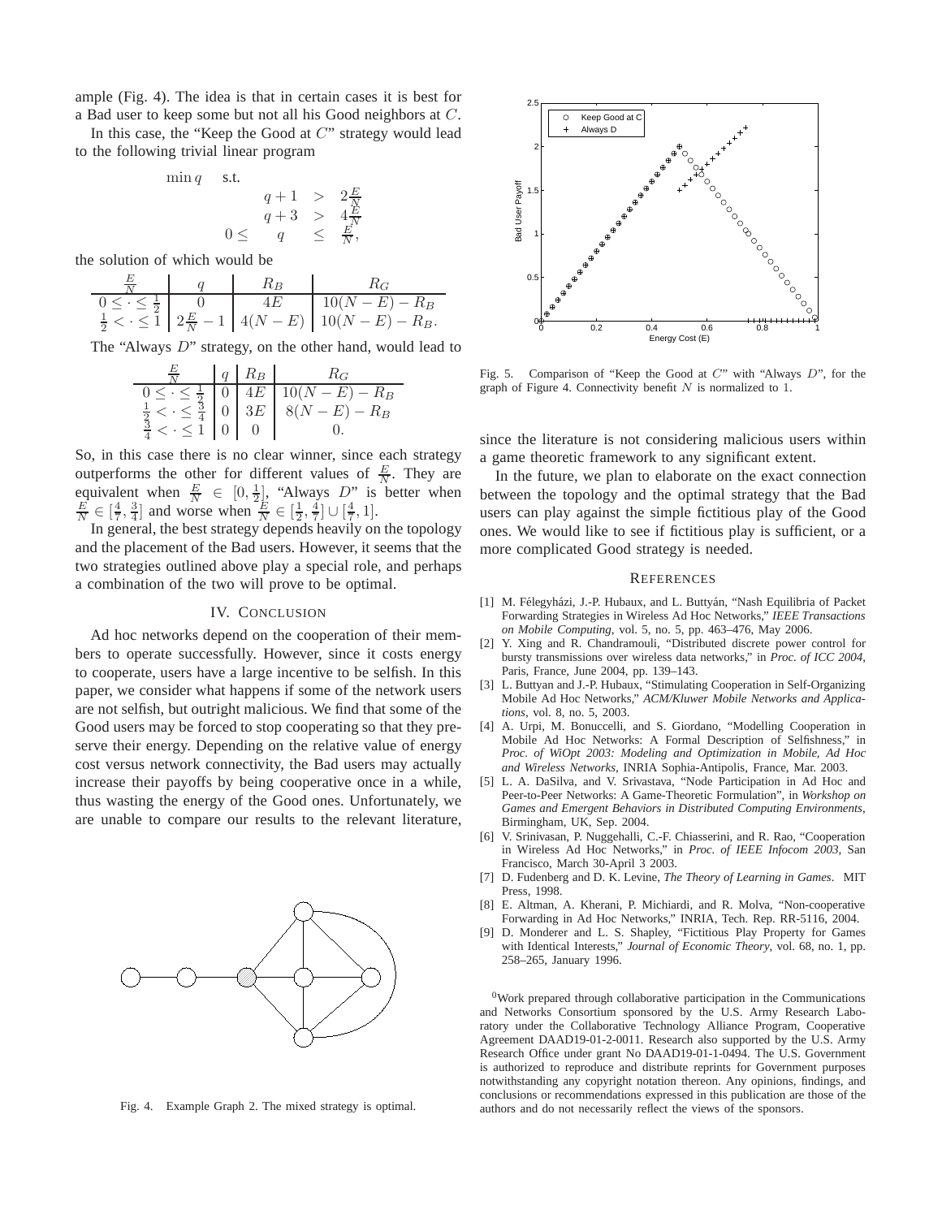ample (Fig. 4). The idea is that in certain cases it is best for a Bad user to keep some but not all his Good neighbors at $C$.

In this case, the "Keep the Good at $C$" strategy would lead to the following trivial linear program

$$
\begin{aligned}
\min q \quad \text{s.t.} \quad & \\
q + 1 &> 2\frac{E}{N} \\
q + 3 &> 4\frac{E}{N} \\
0 \leq \quad q &\leq \frac{E}{N},
\end{aligned}
$$

the solution of which would be

| $\frac{E}{N}$ | $q$ | $R_B$ | $R_G$ |
|---|---|---|---|
| $0 \leq \cdot \leq \frac{1}{2}$ | $0$ | $4E$ | $10(N-E) - R_B$ |
| $\frac{1}{2} < \cdot \leq 1$ | $2\frac{E}{N} - 1$ | $4(N-E)$ | $10(N-E) - R_B$. |

The "Always $D$" strategy, on the other hand, would lead to

| $\frac{E}{N}$ | $q$ | $R_B$ | $R_G$ |
|---|---|---|---|
| $0 \leq \cdot \leq \frac{1}{2}$ | $0$ | $4E$ | $10(N-E) - R_B$ |
| $\frac{1}{2} < \cdot \leq \frac{3}{4}$ | $0$ | $3E$ | $8(N-E) - R_B$ |
| $\frac{3}{4} < \cdot \leq 1$ | $0$ | $0$ | $0$. |

So, in this case there is no clear winner, since each strategy outperforms the other for different values of $\frac{E}{N}$. They are equivalent when $\frac{E}{N} \in [0, \frac{1}{2}]$, "Always $D$" is better when $\frac{E}{N} \in [\frac{4}{7}, \frac{3}{4}]$ and worse when $\frac{E}{N} \in [\frac{1}{2}, \frac{4}{7}] \cup [\frac{4}{7}, 1]$.

In general, the best strategy depends heavily on the topology and the placement of the Bad users. However, it seems that the two strategies outlined above play a special role, and perhaps a combination of the two will prove to be optimal.

## IV. Conclusion

Ad hoc networks depend on the cooperation of their members to operate successfully. However, since it costs energy to cooperate, users have a large incentive to be selfish. In this paper, we consider what happens if some of the network users are not selfish, but outright malicious. We find that some of the Good users may be forced to stop cooperating so that they preserve their energy. Depending on the relative value of energy cost versus network connectivity, the Bad users may actually increase their payoffs by being cooperative once in a while, thus wasting the energy of the Good ones. Unfortunately, we are unable to compare our results to the relevant literature, since the literature is not considering malicious users within a game theoretic framework to any significant extent.

In the future, we plan to elaborate on the exact connection between the topology and the optimal strategy that the Bad users can play against the simple fictitious play of the Good ones. We would like to see if fictitious play is sufficient, or a more complicated Good strategy is needed.

Fig. 4. Example Graph 2. The mixed strategy is optimal.

Keep Good at C
Always D
Bad User Payoff
Energy Cost (E)
0
0.5
1
1.5
2
2.5
0
0.2
0.4
0.6
0.8
1

Fig. 5. Comparison of "Keep the Good at $C$" with "Always $D$", for the graph of Figure 4. Connectivity benefit $N$ is normalized to 1.

## References

[1] M. Félegyházi, J.-P. Hubaux, and L. Buttyán, "Nash Equilibria of Packet Forwarding Strategies in Wireless Ad Hoc Networks," *IEEE Transactions on Mobile Computing*, vol. 5, no. 5, pp. 463–476, May 2006.

[2] Y. Xing and R. Chandramouli, "Distributed discrete power control for bursty transmissions over wireless data networks," in *Proc. of ICC 2004*, Paris, France, June 2004, pp. 139–143.

[3] L. Buttyan and J.-P. Hubaux, "Stimulating Cooperation in Self-Organizing Mobile Ad Hoc Networks," *ACM/Kluwer Mobile Networks and Applications*, vol. 8, no. 5, 2003.

[4] A. Urpi, M. Bonuccelli, and S. Giordano, "Modelling Cooperation in Mobile Ad Hoc Networks: A Formal Description of Selfishness," in *Proc. of WiOpt 2003: Modeling and Optimization in Mobile, Ad Hoc and Wireless Networks*, INRIA Sophia-Antipolis, France, Mar. 2003.

[5] L. A. DaSilva, and V. Srivastava, "Node Participation in Ad Hoc and Peer-to-Peer Networks: A Game-Theoretic Formulation", in *Workshop on Games and Emergent Behaviors in Distributed Computing Environments*, Birmingham, UK, Sep. 2004.

[6] V. Srinivasan, P. Nuggehalli, C.-F. Chiasserini, and R. Rao, "Cooperation in Wireless Ad Hoc Networks," in *Proc. of IEEE Infocom 2003*, San Francisco, March 30-April 3 2003.

[7] D. Fudenberg and D. K. Levine, *The Theory of Learning in Games*. MIT Press, 1998.

[8] E. Altman, A. Kherani, P. Michiardi, and R. Molva, "Non-cooperative Forwarding in Ad Hoc Networks," INRIA, Tech. Rep. RR-5116, 2004.

[9] D. Monderer and L. S. Shapley, "Fictitious Play Property for Games with Identical Interests," *Journal of Economic Theory*, vol. 68, no. 1, pp. 258–265, January 1996.

[0] Work prepared through collaborative participation in the Communications and Networks Consortium sponsored by the U.S. Army Research Laboratory under the Collaborative Technology Alliance Program, Cooperative Agreement DAAD19-01-2-0011. Research also supported by the U.S. Army Research Office under grant No DAAD19-01-1-0494. The U.S. Government is authorized to reproduce and distribute reprints for Government purposes notwithstanding any copyright notation thereon. Any opinions, findings, and conclusions or recommendations expressed in this publication are those of the authors and do not necessarily reflect the views of the sponsors.